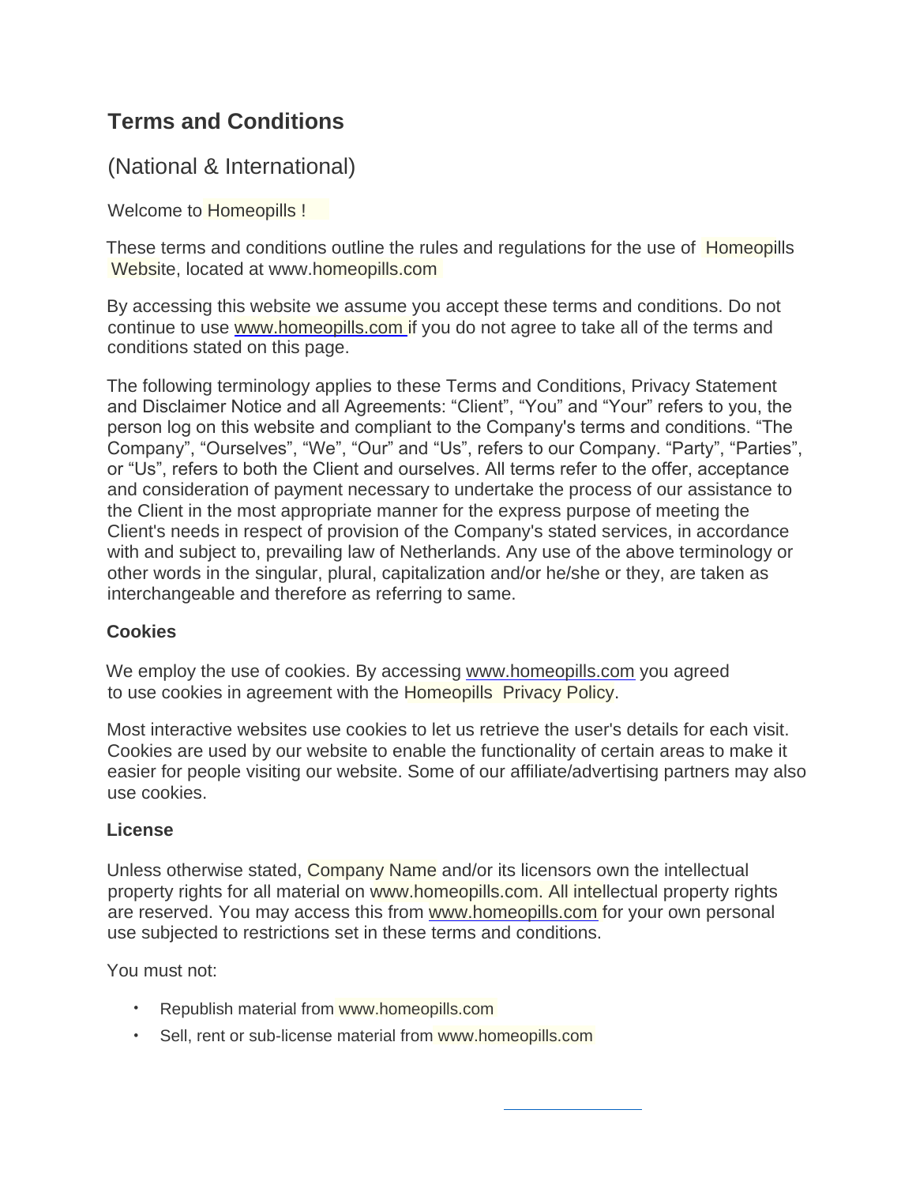# Terms and Conditions

## (National & International)

Welcome to Homeopills !

These terms and conditions outline the rules and regulations for the use of Homeopills Website, located at www.homeopills.com

By accessing this website we assume you accept these terms and conditions. Do not continue to use www.homeopills.com if you do not agree to take all of the terms and conditions stated on this page.

The following terminology applies to these Terms and Conditions, Privacy Statement and Disclaimer Notice and all Agreements: “Client”, “You” and “Your” refers to you, the person log on this website and compliant to the Company's terms and conditions. “The Company”, “Ourselves”, “We”, “Our” and “Us”, refers to our Company. “Party”, “Parties”, or “Us”, refers to both the Client and ourselves. All terms refer to the offer, acceptance and consideration of payment necessary to undertake the process of our assistance to the Client in the most appropriate manner for the express purpose of meeting the Client's needs in respect of provision of the Company's stated services, in accordance with and subject to, prevailing law of Netherlands. Any use of the above terminology or other words in the singular, plural, capitalization and/or he/she or they, are taken as interchangeable and therefore as referring to same.

### Cookies

We employ the use of cookies. By accessing www.homeopills.com you agreed to use cookies in agreement with the Homeopills Privacy Policy.

Most interactive websites use cookies to let us retrieve the user's details for each visit. Cookies are used by our website to enable the functionality of certain areas to make it easier for people visiting our website. Some of our affiliate/advertising partners may also use cookies.

### License

Unless otherwise stated, Company Name and/or its licensors own the intellectual property rights for all material on www.homeopills.com. All intellectual property rights are reserved. You may access this from www.homeopills.com for your own personal use subjected to restrictions set in these terms and conditions.

You must not:

- Republish material from www.homeopills.com
- Sell, rent or sub-license material from www.homeopills.com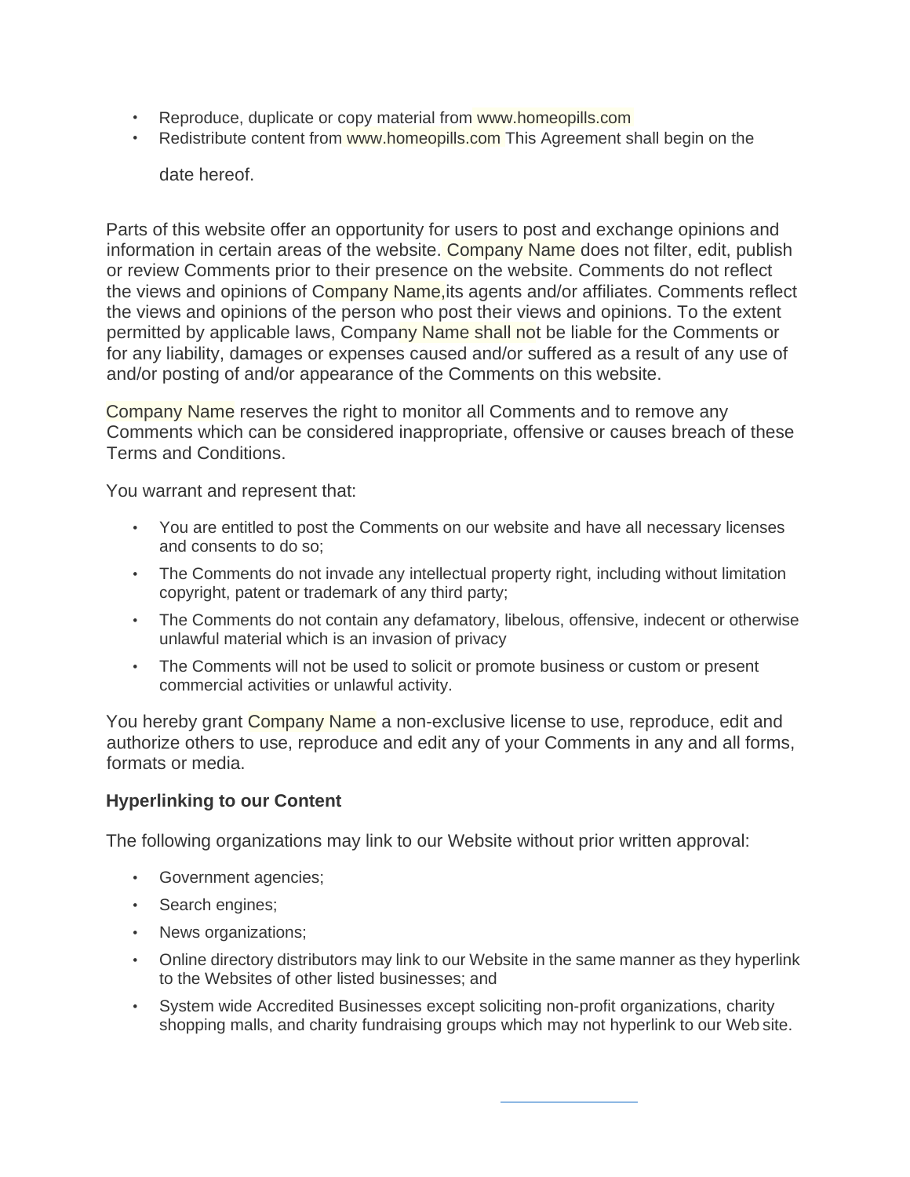- Reproduce, duplicate or copy material from www.homeopills.com
- Redistribute content from www.homeopills.com This Agreement shall begin on the

  date hereof.

Parts of this website offer an opportunity for users to post and exchange opinions and information in certain areas of the website. Company Name does not filter, edit, publish or review Comments prior to their presence on the website. Comments do not reflect the views and opinions of Company Name,its agents and/or affiliates. Comments reflect the views and opinions of the person who post their views and opinions. To the extent permitted by applicable laws, Company Name shall not be liable for the Comments or for any liability, damages or expenses caused and/or suffered as a result of any use of and/or posting of and/or appearance of the Comments on this website.

Company Name reserves the right to monitor all Comments and to remove any Comments which can be considered inappropriate, offensive or causes breach of these Terms and Conditions.

You warrant and represent that:

- You are entitled to post the Comments on our website and have all necessary licenses and consents to do so;
- The Comments do not invade any intellectual property right, including without limitation copyright, patent or trademark of any third party;
- The Comments do not contain any defamatory, libelous, offensive, indecent or otherwise unlawful material which is an invasion of privacy
- The Comments will not be used to solicit or promote business or custom or present commercial activities or unlawful activity.

You hereby grant Company Name a non-exclusive license to use, reproduce, edit and authorize others to use, reproduce and edit any of your Comments in any and all forms, formats or media.

**Hyperlinking to our Content**

The following organizations may link to our Website without prior written approval:

- Government agencies;
- Search engines;
- News organizations;
- Online directory distributors may link to our Website in the same manner as they hyperlink to the Websites of other listed businesses; and
- System wide Accredited Businesses except soliciting non-profit organizations, charity shopping malls, and charity fundraising groups which may not hyperlink to our Web site.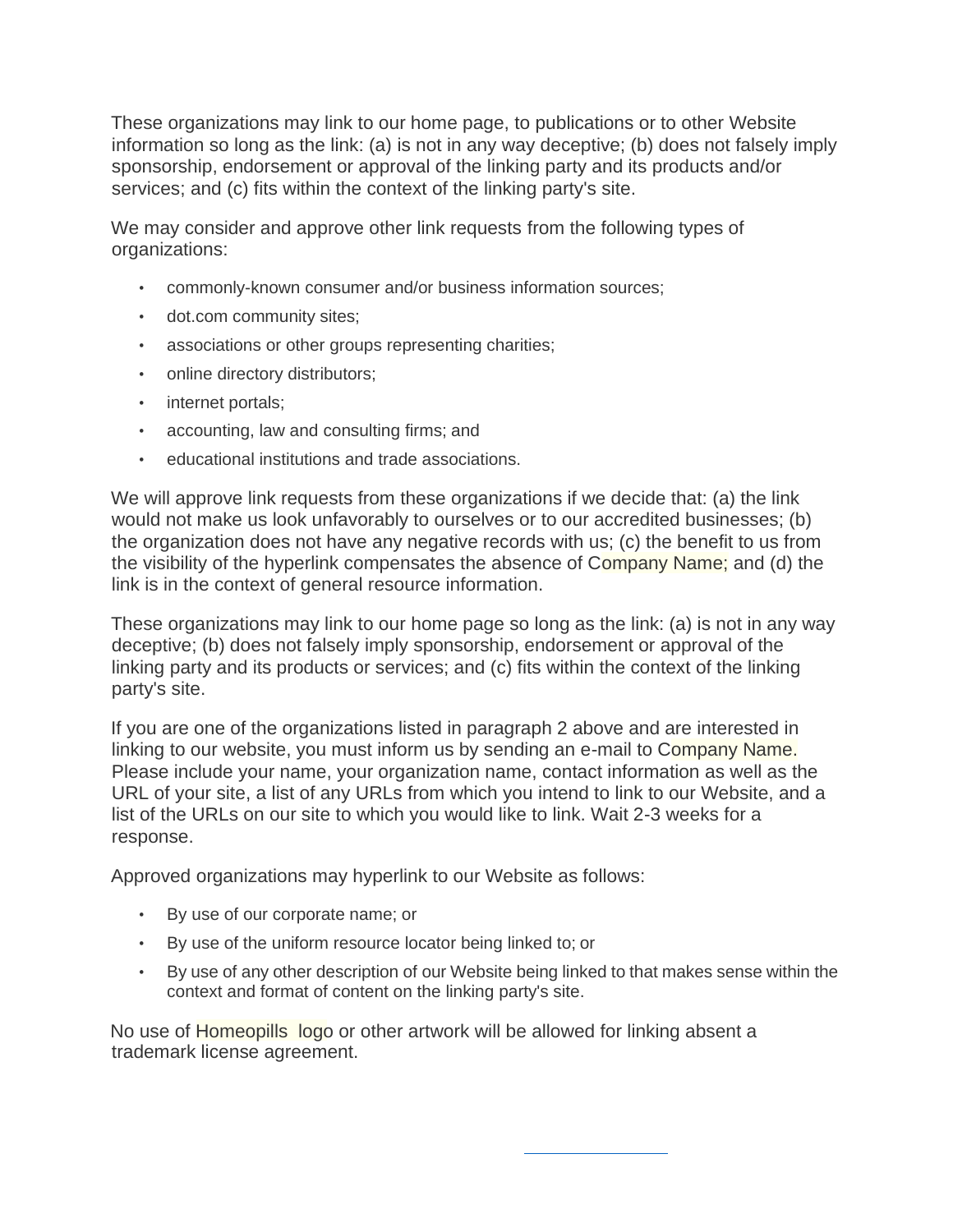These organizations may link to our home page, to publications or to other Website information so long as the link: (a) is not in any way deceptive; (b) does not falsely imply sponsorship, endorsement or approval of the linking party and its products and/or services; and (c) fits within the context of the linking party's site.

We may consider and approve other link requests from the following types of organizations:

- commonly-known consumer and/or business information sources;
- dot.com community sites;
- associations or other groups representing charities;
- online directory distributors;
- internet portals;
- accounting, law and consulting firms; and
- educational institutions and trade associations.

We will approve link requests from these organizations if we decide that: (a) the link would not make us look unfavorably to ourselves or to our accredited businesses; (b) the organization does not have any negative records with us; (c) the benefit to us from the visibility of the hyperlink compensates the absence of Company Name; and (d) the link is in the context of general resource information.

These organizations may link to our home page so long as the link: (a) is not in any way deceptive; (b) does not falsely imply sponsorship, endorsement or approval of the linking party and its products or services; and (c) fits within the context of the linking party's site.

If you are one of the organizations listed in paragraph 2 above and are interested in linking to our website, you must inform us by sending an e-mail to Company Name. Please include your name, your organization name, contact information as well as the URL of your site, a list of any URLs from which you intend to link to our Website, and a list of the URLs on our site to which you would like to link. Wait 2-3 weeks for a response.

Approved organizations may hyperlink to our Website as follows:

- By use of our corporate name; or
- By use of the uniform resource locator being linked to; or
- By use of any other description of our Website being linked to that makes sense within the context and format of content on the linking party's site.

No use of Homeopills logo or other artwork will be allowed for linking absent a trademark license agreement.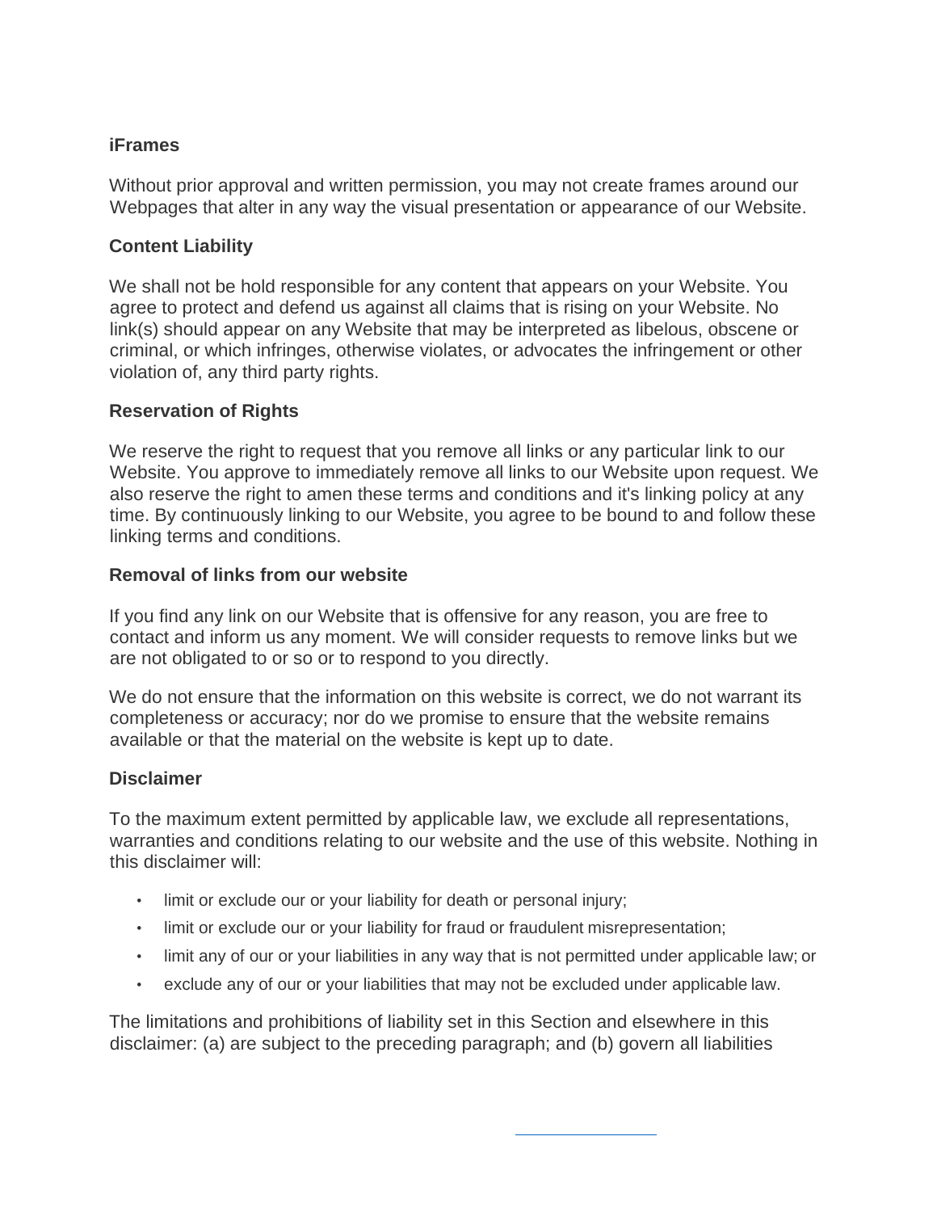### iFrames

Without prior approval and written permission, you may not create frames around our Webpages that alter in any way the visual presentation or appearance of our Website.

### Content Liability

We shall not be hold responsible for any content that appears on your Website. You agree to protect and defend us against all claims that is rising on your Website. No link(s) should appear on any Website that may be interpreted as libelous, obscene or criminal, or which infringes, otherwise violates, or advocates the infringement or other violation of, any third party rights.

### Reservation of Rights

We reserve the right to request that you remove all links or any particular link to our Website. You approve to immediately remove all links to our Website upon request. We also reserve the right to amen these terms and conditions and it's linking policy at any time. By continuously linking to our Website, you agree to be bound to and follow these linking terms and conditions.

### Removal of links from our website

If you find any link on our Website that is offensive for any reason, you are free to contact and inform us any moment. We will consider requests to remove links but we are not obligated to or so or to respond to you directly.

We do not ensure that the information on this website is correct, we do not warrant its completeness or accuracy; nor do we promise to ensure that the website remains available or that the material on the website is kept up to date.

### Disclaimer

To the maximum extent permitted by applicable law, we exclude all representations, warranties and conditions relating to our website and the use of this website. Nothing in this disclaimer will:

- limit or exclude our or your liability for death or personal injury;
- limit or exclude our or your liability for fraud or fraudulent misrepresentation;
- limit any of our or your liabilities in any way that is not permitted under applicable law; or
- exclude any of our or your liabilities that may not be excluded under applicable law.

The limitations and prohibitions of liability set in this Section and elsewhere in this disclaimer: (a) are subject to the preceding paragraph; and (b) govern all liabilities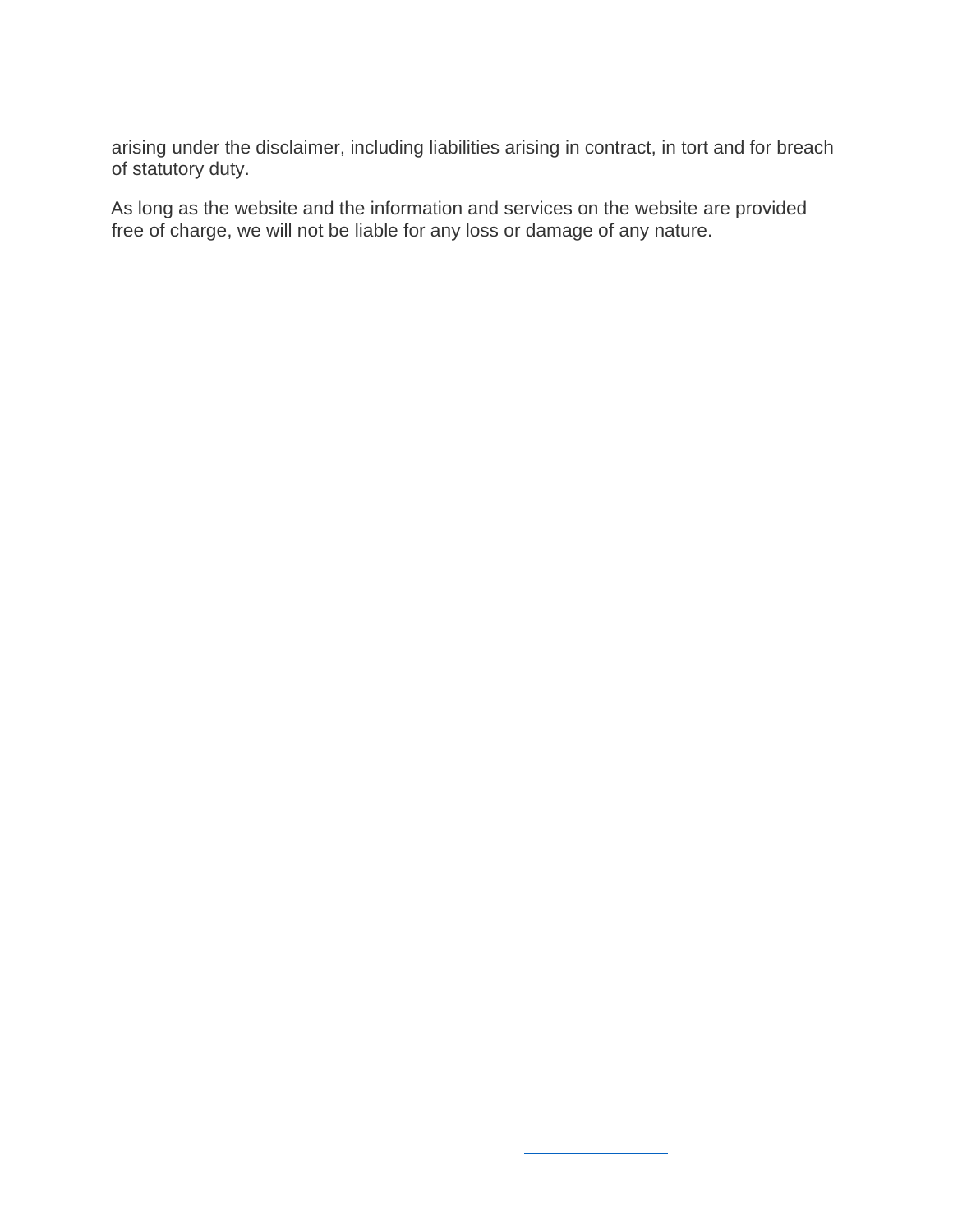arising under the disclaimer, including liabilities arising in contract, in tort and for breach of statutory duty.

As long as the website and the information and services on the website are provided free of charge, we will not be liable for any loss or damage of any nature.